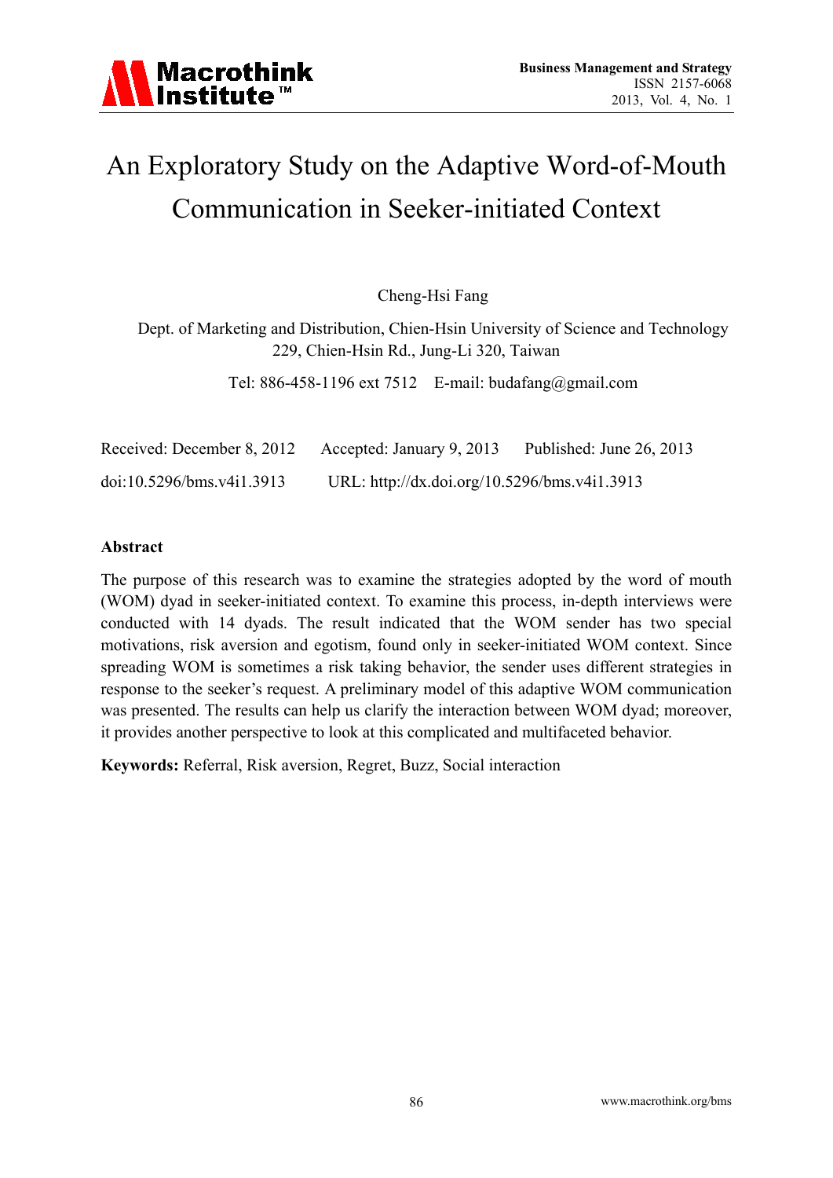# An Exploratory Study on the Adaptive Word-of-Mouth Communication in Seeker-initiated Context

Cheng-Hsi Fang

Dept. of Marketing and Distribution, Chien-Hsin University of Science and Technology
229, Chien-Hsin Rd., Jung-Li 320, Taiwan

Tel: 886-458-1196 ext 7512  E-mail: budafang@gmail.com

Received: December 8, 2012  Accepted: January 9, 2013  Published: June 26, 2013

doi:10.5296/bms.v4i1.3913  URL: http://dx.doi.org/10.5296/bms.v4i1.3913

**Abstract**

The purpose of this research was to examine the strategies adopted by the word of mouth (WOM) dyad in seeker-initiated context. To examine this process, in-depth interviews were conducted with 14 dyads. The result indicated that the WOM sender has two special motivations, risk aversion and egotism, found only in seeker-initiated WOM context. Since spreading WOM is sometimes a risk taking behavior, the sender uses different strategies in response to the seeker's request. A preliminary model of this adaptive WOM communication was presented. The results can help us clarify the interaction between WOM dyad; moreover, it provides another perspective to look at this complicated and multifaceted behavior.

**Keywords:** Referral, Risk aversion, Regret, Buzz, Social interaction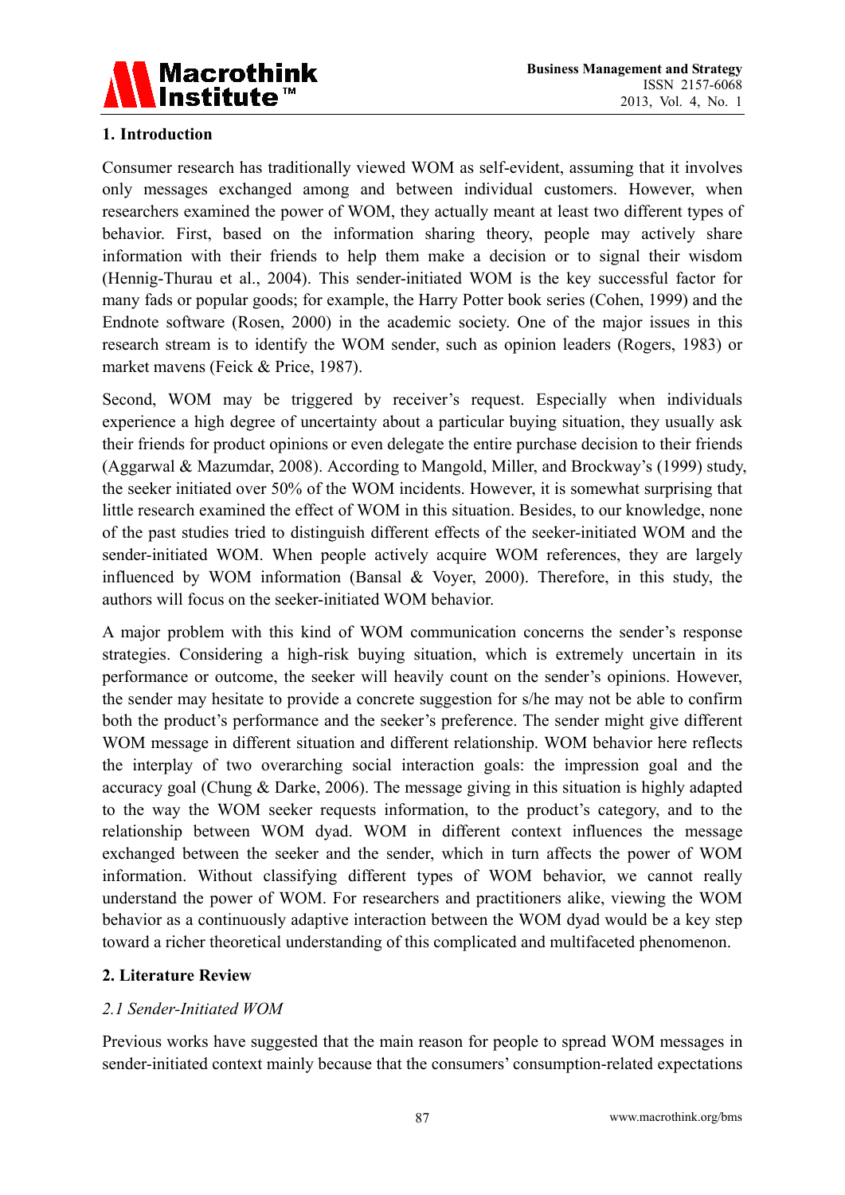## 1. Introduction

Consumer research has traditionally viewed WOM as self-evident, assuming that it involves only messages exchanged among and between individual customers. However, when researchers examined the power of WOM, they actually meant at least two different types of behavior. First, based on the information sharing theory, people may actively share information with their friends to help them make a decision or to signal their wisdom (Hennig-Thurau et al., 2004). This sender-initiated WOM is the key successful factor for many fads or popular goods; for example, the Harry Potter book series (Cohen, 1999) and the Endnote software (Rosen, 2000) in the academic society. One of the major issues in this research stream is to identify the WOM sender, such as opinion leaders (Rogers, 1983) or market mavens (Feick & Price, 1987).

Second, WOM may be triggered by receiver's request. Especially when individuals experience a high degree of uncertainty about a particular buying situation, they usually ask their friends for product opinions or even delegate the entire purchase decision to their friends (Aggarwal & Mazumdar, 2008). According to Mangold, Miller, and Brockway's (1999) study, the seeker initiated over 50% of the WOM incidents. However, it is somewhat surprising that little research examined the effect of WOM in this situation. Besides, to our knowledge, none of the past studies tried to distinguish different effects of the seeker-initiated WOM and the sender-initiated WOM. When people actively acquire WOM references, they are largely influenced by WOM information (Bansal & Voyer, 2000). Therefore, in this study, the authors will focus on the seeker-initiated WOM behavior.

A major problem with this kind of WOM communication concerns the sender's response strategies. Considering a high-risk buying situation, which is extremely uncertain in its performance or outcome, the seeker will heavily count on the sender's opinions. However, the sender may hesitate to provide a concrete suggestion for s/he may not be able to confirm both the product's performance and the seeker's preference. The sender might give different WOM message in different situation and different relationship. WOM behavior here reflects the interplay of two overarching social interaction goals: the impression goal and the accuracy goal (Chung & Darke, 2006). The message giving in this situation is highly adapted to the way the WOM seeker requests information, to the product's category, and to the relationship between WOM dyad. WOM in different context influences the message exchanged between the seeker and the sender, which in turn affects the power of WOM information. Without classifying different types of WOM behavior, we cannot really understand the power of WOM. For researchers and practitioners alike, viewing the WOM behavior as a continuously adaptive interaction between the WOM dyad would be a key step toward a richer theoretical understanding of this complicated and multifaceted phenomenon.

## 2. Literature Review

### *2.1 Sender-Initiated WOM*

Previous works have suggested that the main reason for people to spread WOM messages in sender-initiated context mainly because that the consumers' consumption-related expectations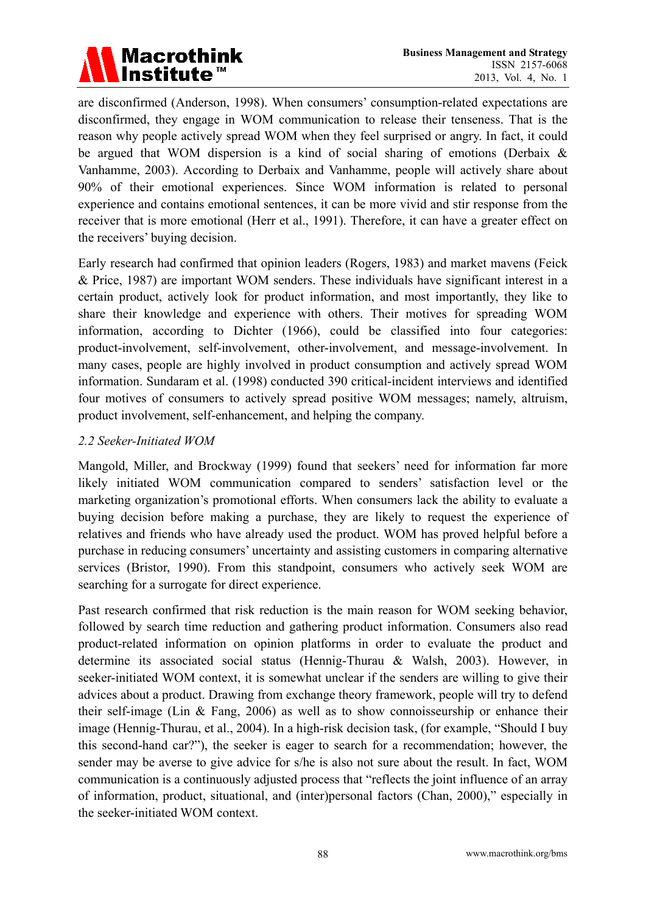are disconfirmed (Anderson, 1998). When consumers' consumption-related expectations are disconfirmed, they engage in WOM communication to release their tenseness. That is the reason why people actively spread WOM when they feel surprised or angry. In fact, it could be argued that WOM dispersion is a kind of social sharing of emotions (Derbaix & Vanhamme, 2003). According to Derbaix and Vanhamme, people will actively share about 90% of their emotional experiences. Since WOM information is related to personal experience and contains emotional sentences, it can be more vivid and stir response from the receiver that is more emotional (Herr et al., 1991). Therefore, it can have a greater effect on the receivers' buying decision.

Early research had confirmed that opinion leaders (Rogers, 1983) and market mavens (Feick & Price, 1987) are important WOM senders. These individuals have significant interest in a certain product, actively look for product information, and most importantly, they like to share their knowledge and experience with others. Their motives for spreading WOM information, according to Dichter (1966), could be classified into four categories: product-involvement, self-involvement, other-involvement, and message-involvement. In many cases, people are highly involved in product consumption and actively spread WOM information. Sundaram et al. (1998) conducted 390 critical-incident interviews and identified four motives of consumers to actively spread positive WOM messages; namely, altruism, product involvement, self-enhancement, and helping the company.

### *2.2 Seeker-Initiated WOM*

Mangold, Miller, and Brockway (1999) found that seekers' need for information far more likely initiated WOM communication compared to senders' satisfaction level or the marketing organization's promotional efforts. When consumers lack the ability to evaluate a buying decision before making a purchase, they are likely to request the experience of relatives and friends who have already used the product. WOM has proved helpful before a purchase in reducing consumers' uncertainty and assisting customers in comparing alternative services (Bristor, 1990). From this standpoint, consumers who actively seek WOM are searching for a surrogate for direct experience.

Past research confirmed that risk reduction is the main reason for WOM seeking behavior, followed by search time reduction and gathering product information. Consumers also read product-related information on opinion platforms in order to evaluate the product and determine its associated social status (Hennig-Thurau & Walsh, 2003). However, in seeker-initiated WOM context, it is somewhat unclear if the senders are willing to give their advices about a product. Drawing from exchange theory framework, people will try to defend their self-image (Lin & Fang, 2006) as well as to show connoisseurship or enhance their image (Hennig-Thurau, et al., 2004). In a high-risk decision task, (for example, "Should I buy this second-hand car?"), the seeker is eager to search for a recommendation; however, the sender may be averse to give advice for s/he is also not sure about the result. In fact, WOM communication is a continuously adjusted process that "reflects the joint influence of an array of information, product, situational, and (inter)personal factors (Chan, 2000)," especially in the seeker-initiated WOM context.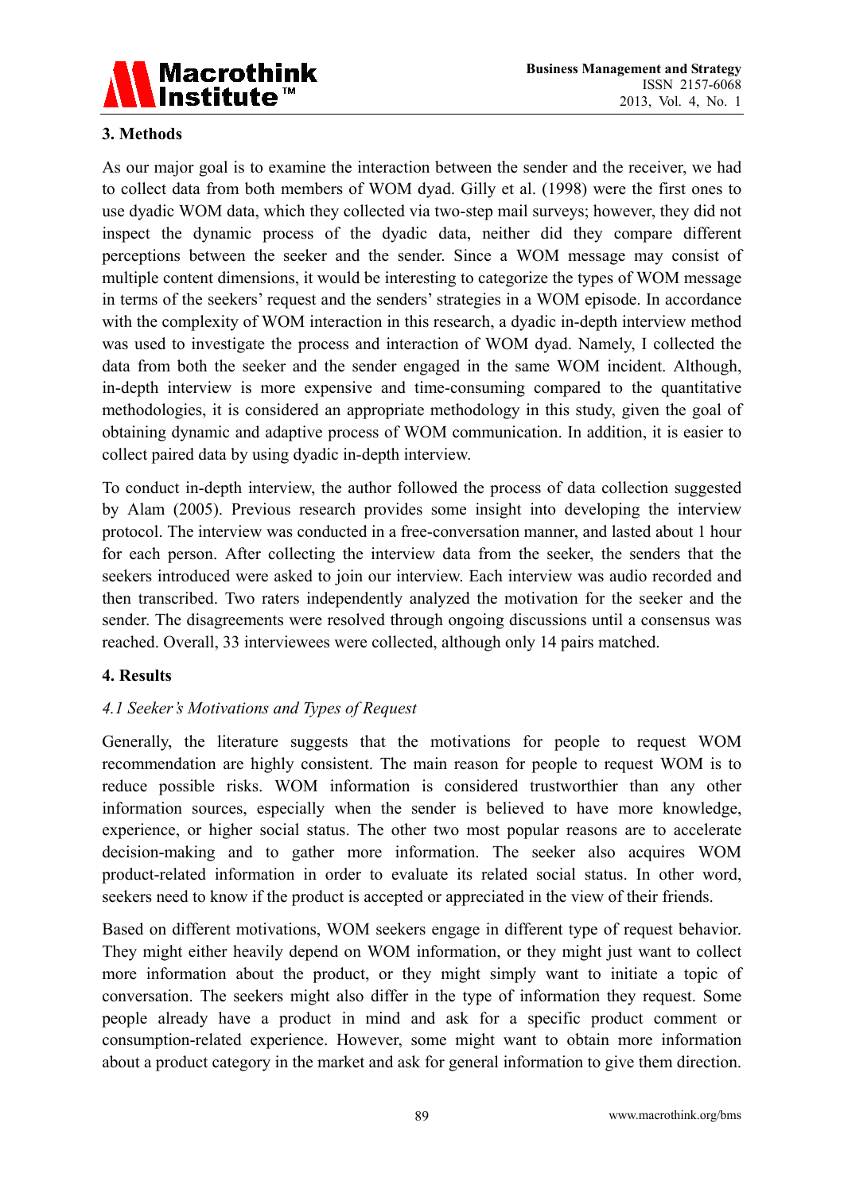## 3. Methods

As our major goal is to examine the interaction between the sender and the receiver, we had to collect data from both members of WOM dyad. Gilly et al. (1998) were the first ones to use dyadic WOM data, which they collected via two-step mail surveys; however, they did not inspect the dynamic process of the dyadic data, neither did they compare different perceptions between the seeker and the sender. Since a WOM message may consist of multiple content dimensions, it would be interesting to categorize the types of WOM message in terms of the seekers' request and the senders' strategies in a WOM episode. In accordance with the complexity of WOM interaction in this research, a dyadic in-depth interview method was used to investigate the process and interaction of WOM dyad. Namely, I collected the data from both the seeker and the sender engaged in the same WOM incident. Although, in-depth interview is more expensive and time-consuming compared to the quantitative methodologies, it is considered an appropriate methodology in this study, given the goal of obtaining dynamic and adaptive process of WOM communication. In addition, it is easier to collect paired data by using dyadic in-depth interview.

To conduct in-depth interview, the author followed the process of data collection suggested by Alam (2005). Previous research provides some insight into developing the interview protocol. The interview was conducted in a free-conversation manner, and lasted about 1 hour for each person. After collecting the interview data from the seeker, the senders that the seekers introduced were asked to join our interview. Each interview was audio recorded and then transcribed. Two raters independently analyzed the motivation for the seeker and the sender. The disagreements were resolved through ongoing discussions until a consensus was reached. Overall, 33 interviewees were collected, although only 14 pairs matched.

## 4. Results

### *4.1 Seeker's Motivations and Types of Request*

Generally, the literature suggests that the motivations for people to request WOM recommendation are highly consistent. The main reason for people to request WOM is to reduce possible risks. WOM information is considered trustworthier than any other information sources, especially when the sender is believed to have more knowledge, experience, or higher social status. The other two most popular reasons are to accelerate decision-making and to gather more information. The seeker also acquires WOM product-related information in order to evaluate its related social status. In other word, seekers need to know if the product is accepted or appreciated in the view of their friends.

Based on different motivations, WOM seekers engage in different type of request behavior. They might either heavily depend on WOM information, or they might just want to collect more information about the product, or they might simply want to initiate a topic of conversation. The seekers might also differ in the type of information they request. Some people already have a product in mind and ask for a specific product comment or consumption-related experience. However, some might want to obtain more information about a product category in the market and ask for general information to give them direction.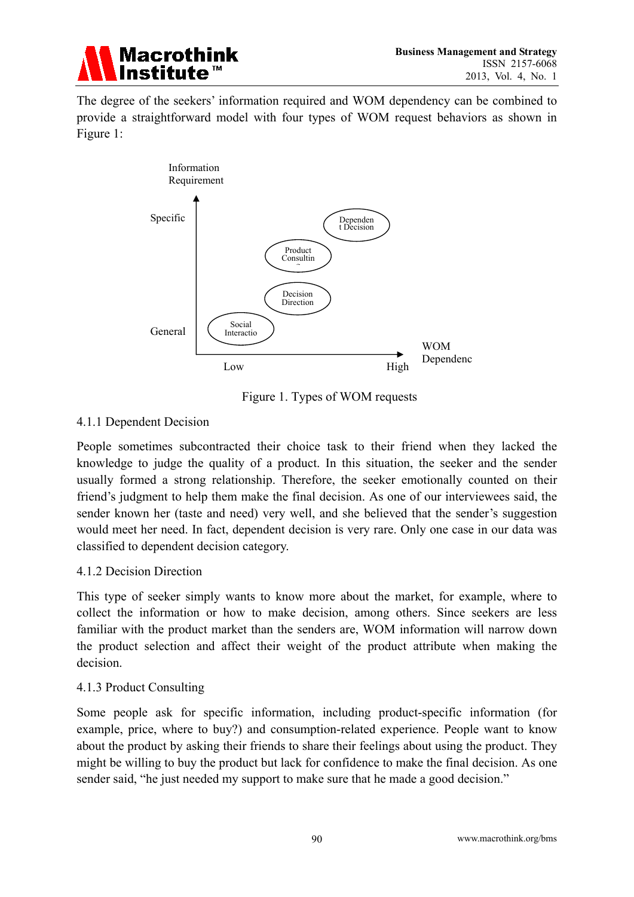The degree of the seekers' information required and WOM dependency can be combined to provide a straightforward model with four types of WOM request behaviors as shown in Figure 1:

Information Requirement

Specific

General

Dependent Decision

Product Consulting

Decision Direction

Social Interactio

Low

High

WOM Dependenc

Figure 1. Types of WOM requests

### 4.1.1 Dependent Decision

People sometimes subcontracted their choice task to their friend when they lacked the knowledge to judge the quality of a product. In this situation, the seeker and the sender usually formed a strong relationship. Therefore, the seeker emotionally counted on their friend's judgment to help them make the final decision. As one of our interviewees said, the sender known her (taste and need) very well, and she believed that the sender's suggestion would meet her need. In fact, dependent decision is very rare. Only one case in our data was classified to dependent decision category.

### 4.1.2 Decision Direction

This type of seeker simply wants to know more about the market, for example, where to collect the information or how to make decision, among others. Since seekers are less familiar with the product market than the senders are, WOM information will narrow down the product selection and affect their weight of the product attribute when making the decision.

### 4.1.3 Product Consulting

Some people ask for specific information, including product-specific information (for example, price, where to buy?) and consumption-related experience. People want to know about the product by asking their friends to share their feelings about using the product. They might be willing to buy the product but lack for confidence to make the final decision. As one sender said, "he just needed my support to make sure that he made a good decision."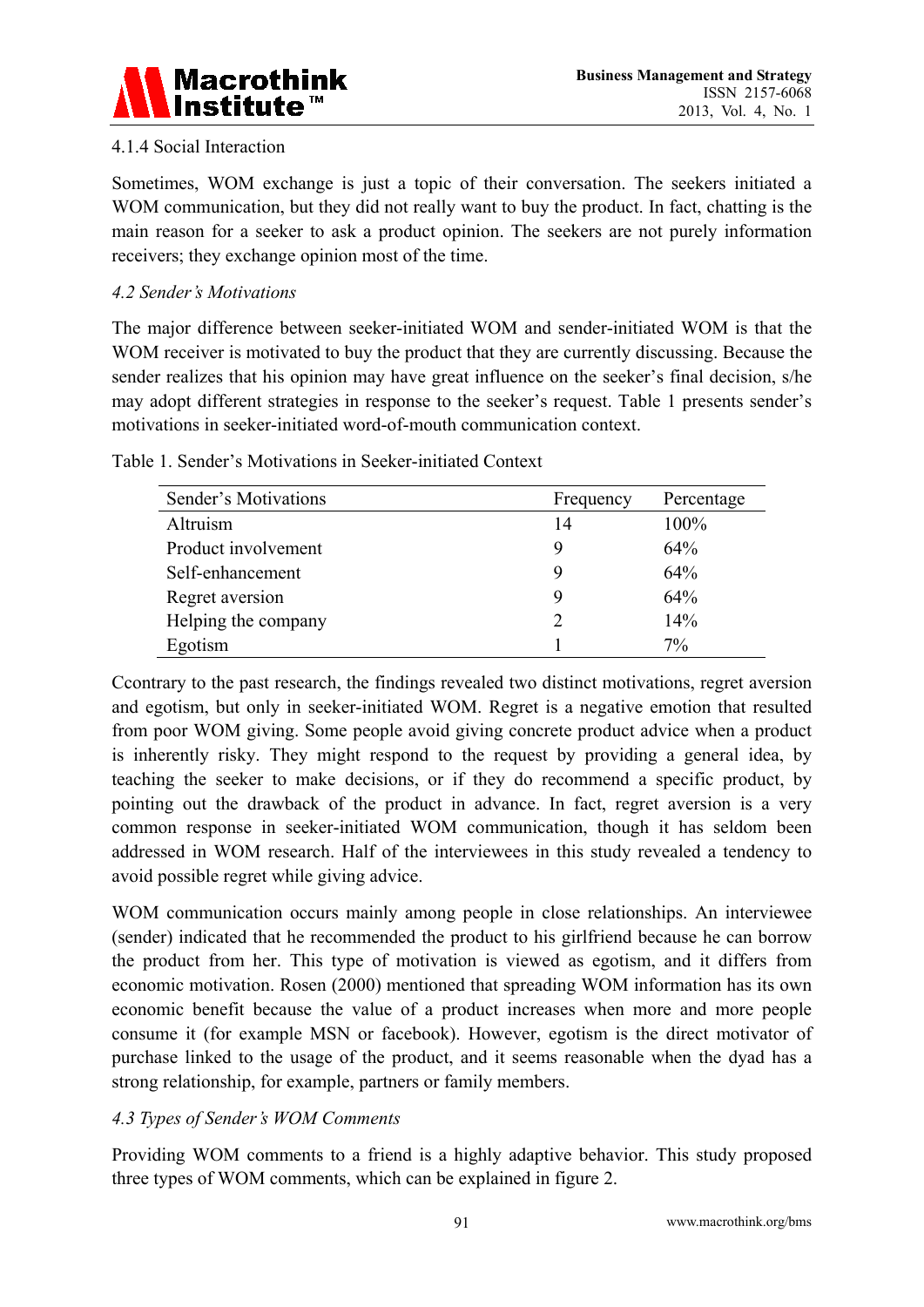#### 4.1.4 Social Interaction

Sometimes, WOM exchange is just a topic of their conversation. The seekers initiated a WOM communication, but they did not really want to buy the product. In fact, chatting is the main reason for a seeker to ask a product opinion. The seekers are not purely information receivers; they exchange opinion most of the time.

### *4.2 Sender's Motivations*

The major difference between seeker-initiated WOM and sender-initiated WOM is that the WOM receiver is motivated to buy the product that they are currently discussing. Because the sender realizes that his opinion may have great influence on the seeker's final decision, s/he may adopt different strategies in response to the seeker's request. Table 1 presents sender's motivations in seeker-initiated word-of-mouth communication context.

Table 1. Sender's Motivations in Seeker-initiated Context

| Sender's Motivations | Frequency | Percentage |
|---|---|---|
| Altruism | 14 | 100% |
| Product involvement | 9 | 64% |
| Self-enhancement | 9 | 64% |
| Regret aversion | 9 | 64% |
| Helping the company | 2 | 14% |
| Egotism | 1 | 7% |

Ccontrary to the past research, the findings revealed two distinct motivations, regret aversion and egotism, but only in seeker-initiated WOM. Regret is a negative emotion that resulted from poor WOM giving. Some people avoid giving concrete product advice when a product is inherently risky. They might respond to the request by providing a general idea, by teaching the seeker to make decisions, or if they do recommend a specific product, by pointing out the drawback of the product in advance. In fact, regret aversion is a very common response in seeker-initiated WOM communication, though it has seldom been addressed in WOM research. Half of the interviewees in this study revealed a tendency to avoid possible regret while giving advice.

WOM communication occurs mainly among people in close relationships. An interviewee (sender) indicated that he recommended the product to his girlfriend because he can borrow the product from her. This type of motivation is viewed as egotism, and it differs from economic motivation. Rosen (2000) mentioned that spreading WOM information has its own economic benefit because the value of a product increases when more and more people consume it (for example MSN or facebook). However, egotism is the direct motivator of purchase linked to the usage of the product, and it seems reasonable when the dyad has a strong relationship, for example, partners or family members.

### *4.3 Types of Sender's WOM Comments*

Providing WOM comments to a friend is a highly adaptive behavior. This study proposed three types of WOM comments, which can be explained in figure 2.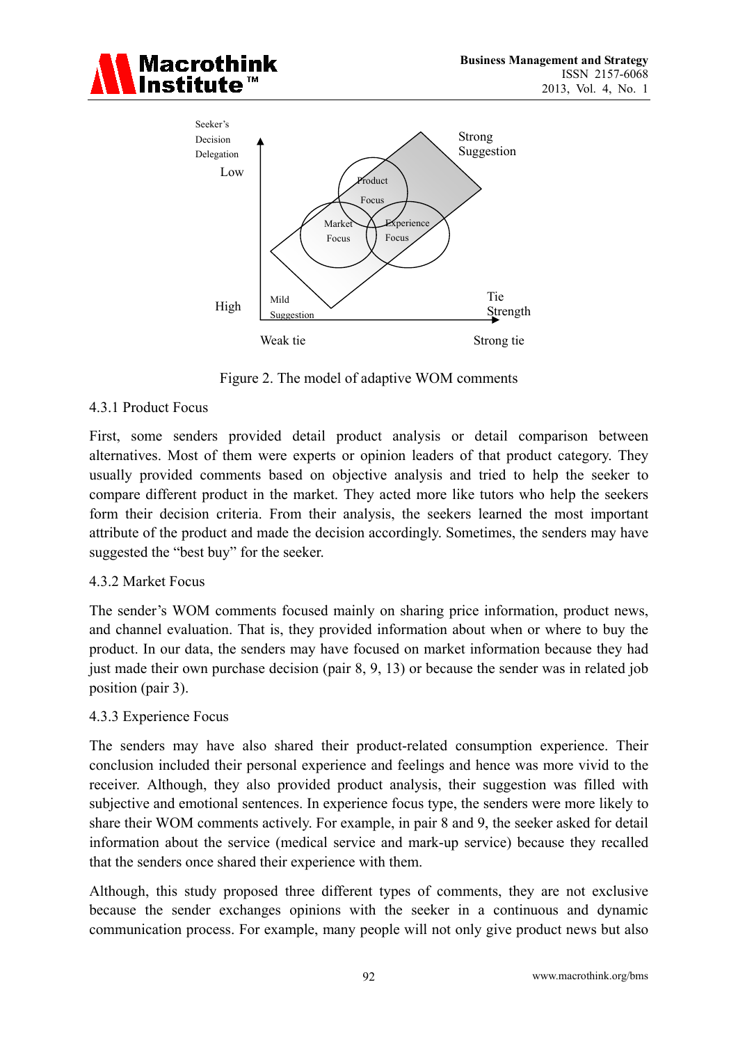Figure 2. The model of adaptive WOM comments

### 4.3.1 Product Focus

First, some senders provided detail product analysis or detail comparison between alternatives. Most of them were experts or opinion leaders of that product category. They usually provided comments based on objective analysis and tried to help the seeker to compare different product in the market. They acted more like tutors who help the seekers form their decision criteria. From their analysis, the seekers learned the most important attribute of the product and made the decision accordingly. Sometimes, the senders may have suggested the "best buy" for the seeker.

### 4.3.2 Market Focus

The sender's WOM comments focused mainly on sharing price information, product news, and channel evaluation. That is, they provided information about when or where to buy the product. In our data, the senders may have focused on market information because they had just made their own purchase decision (pair 8, 9, 13) or because the sender was in related job position (pair 3).

### 4.3.3 Experience Focus

The senders may have also shared their product-related consumption experience. Their conclusion included their personal experience and feelings and hence was more vivid to the receiver. Although, they also provided product analysis, their suggestion was filled with subjective and emotional sentences. In experience focus type, the senders were more likely to share their WOM comments actively. For example, in pair 8 and 9, the seeker asked for detail information about the service (medical service and mark-up service) because they recalled that the senders once shared their experience with them.

Although, this study proposed three different types of comments, they are not exclusive because the sender exchanges opinions with the seeker in a continuous and dynamic communication process. For example, many people will not only give product news but also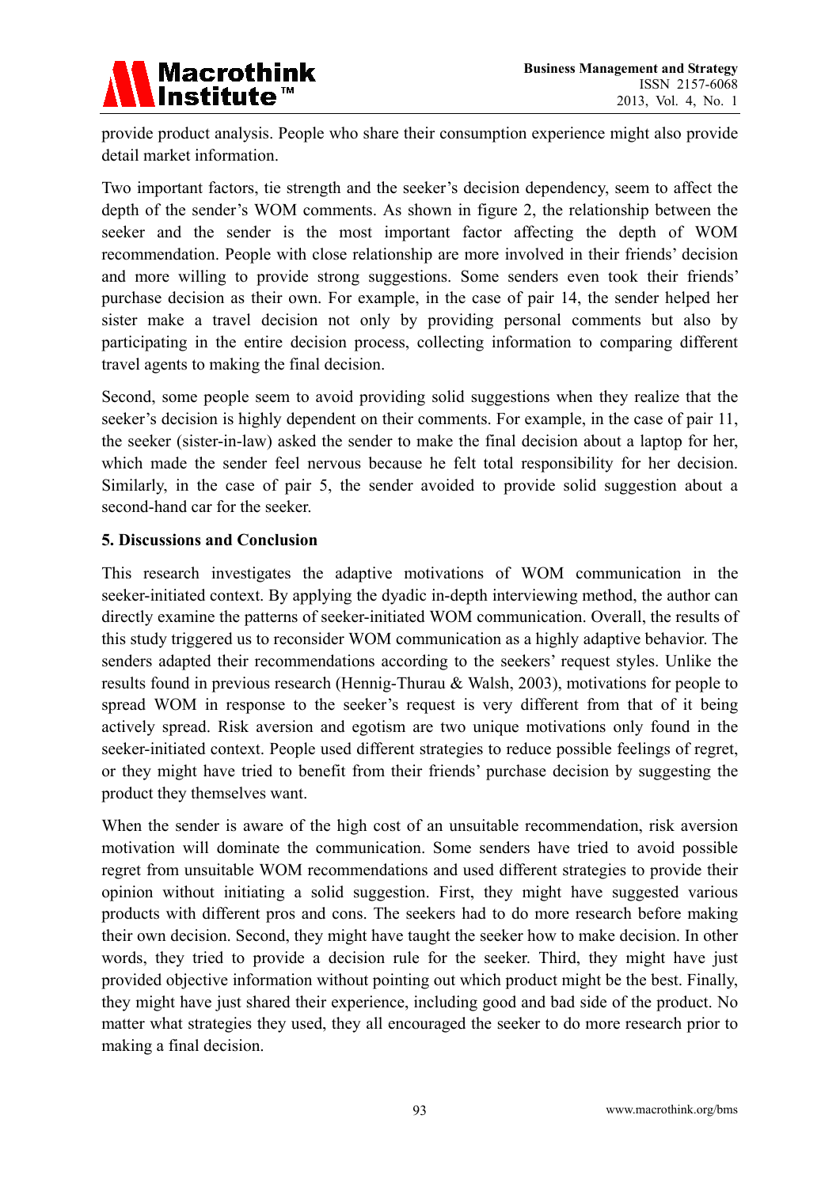provide product analysis. People who share their consumption experience might also provide detail market information.

Two important factors, tie strength and the seeker's decision dependency, seem to affect the depth of the sender's WOM comments. As shown in figure 2, the relationship between the seeker and the sender is the most important factor affecting the depth of WOM recommendation. People with close relationship are more involved in their friends' decision and more willing to provide strong suggestions. Some senders even took their friends' purchase decision as their own. For example, in the case of pair 14, the sender helped her sister make a travel decision not only by providing personal comments but also by participating in the entire decision process, collecting information to comparing different travel agents to making the final decision.

Second, some people seem to avoid providing solid suggestions when they realize that the seeker's decision is highly dependent on their comments. For example, in the case of pair 11, the seeker (sister-in-law) asked the sender to make the final decision about a laptop for her, which made the sender feel nervous because he felt total responsibility for her decision. Similarly, in the case of pair 5, the sender avoided to provide solid suggestion about a second-hand car for the seeker.

## 5. Discussions and Conclusion

This research investigates the adaptive motivations of WOM communication in the seeker-initiated context. By applying the dyadic in-depth interviewing method, the author can directly examine the patterns of seeker-initiated WOM communication. Overall, the results of this study triggered us to reconsider WOM communication as a highly adaptive behavior. The senders adapted their recommendations according to the seekers' request styles. Unlike the results found in previous research (Hennig-Thurau & Walsh, 2003), motivations for people to spread WOM in response to the seeker's request is very different from that of it being actively spread. Risk aversion and egotism are two unique motivations only found in the seeker-initiated context. People used different strategies to reduce possible feelings of regret, or they might have tried to benefit from their friends' purchase decision by suggesting the product they themselves want.

When the sender is aware of the high cost of an unsuitable recommendation, risk aversion motivation will dominate the communication. Some senders have tried to avoid possible regret from unsuitable WOM recommendations and used different strategies to provide their opinion without initiating a solid suggestion. First, they might have suggested various products with different pros and cons. The seekers had to do more research before making their own decision. Second, they might have taught the seeker how to make decision. In other words, they tried to provide a decision rule for the seeker. Third, they might have just provided objective information without pointing out which product might be the best. Finally, they might have just shared their experience, including good and bad side of the product. No matter what strategies they used, they all encouraged the seeker to do more research prior to making a final decision.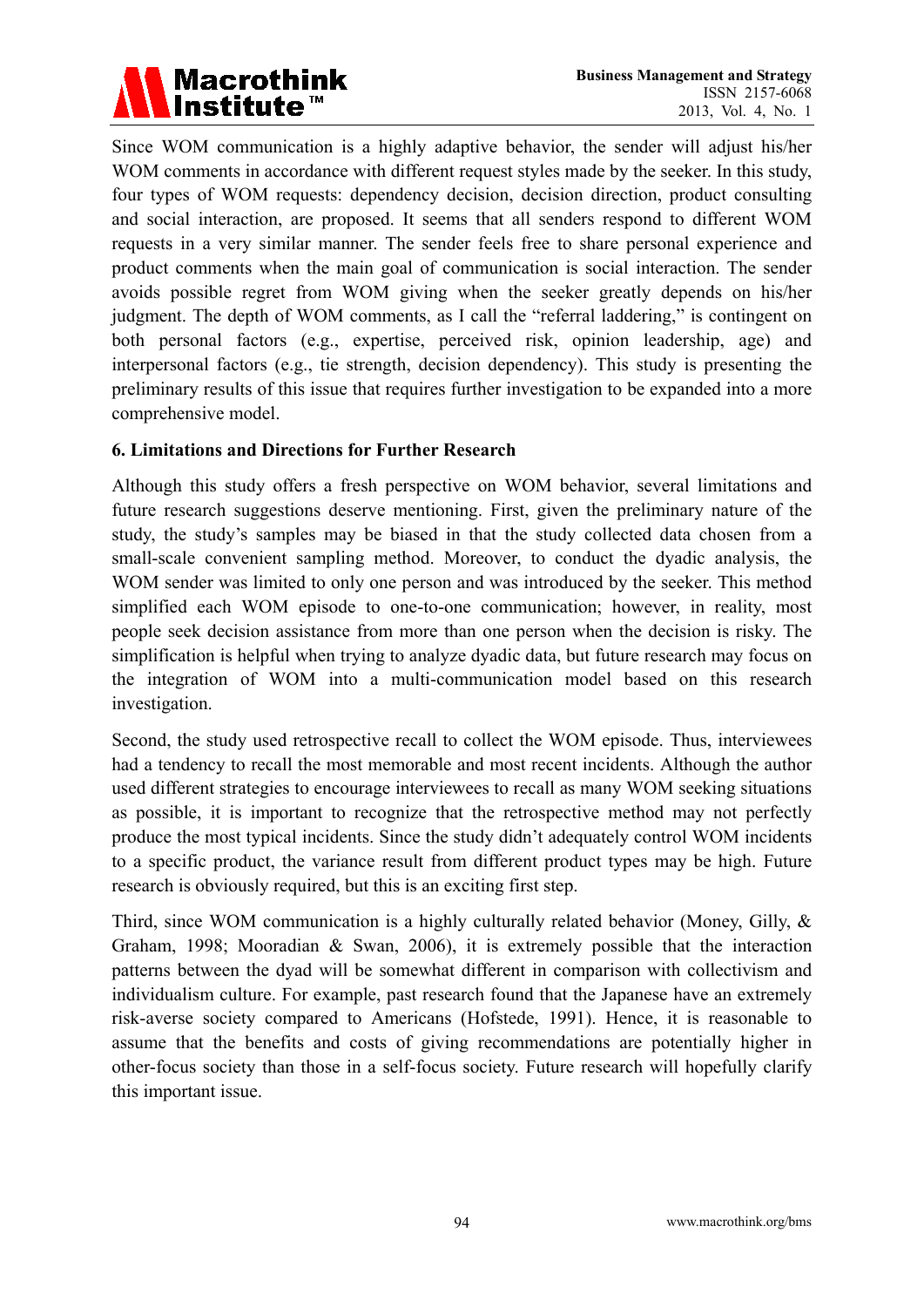Since WOM communication is a highly adaptive behavior, the sender will adjust his/her WOM comments in accordance with different request styles made by the seeker. In this study, four types of WOM requests: dependency decision, decision direction, product consulting and social interaction, are proposed. It seems that all senders respond to different WOM requests in a very similar manner. The sender feels free to share personal experience and product comments when the main goal of communication is social interaction. The sender avoids possible regret from WOM giving when the seeker greatly depends on his/her judgment. The depth of WOM comments, as I call the "referral laddering," is contingent on both personal factors (e.g., expertise, perceived risk, opinion leadership, age) and interpersonal factors (e.g., tie strength, decision dependency). This study is presenting the preliminary results of this issue that requires further investigation to be expanded into a more comprehensive model.

## 6. Limitations and Directions for Further Research

Although this study offers a fresh perspective on WOM behavior, several limitations and future research suggestions deserve mentioning. First, given the preliminary nature of the study, the study's samples may be biased in that the study collected data chosen from a small-scale convenient sampling method. Moreover, to conduct the dyadic analysis, the WOM sender was limited to only one person and was introduced by the seeker. This method simplified each WOM episode to one-to-one communication; however, in reality, most people seek decision assistance from more than one person when the decision is risky. The simplification is helpful when trying to analyze dyadic data, but future research may focus on the integration of WOM into a multi-communication model based on this research investigation.

Second, the study used retrospective recall to collect the WOM episode. Thus, interviewees had a tendency to recall the most memorable and most recent incidents. Although the author used different strategies to encourage interviewees to recall as many WOM seeking situations as possible, it is important to recognize that the retrospective method may not perfectly produce the most typical incidents. Since the study didn't adequately control WOM incidents to a specific product, the variance result from different product types may be high. Future research is obviously required, but this is an exciting first step.

Third, since WOM communication is a highly culturally related behavior (Money, Gilly, & Graham, 1998; Mooradian & Swan, 2006), it is extremely possible that the interaction patterns between the dyad will be somewhat different in comparison with collectivism and individualism culture. For example, past research found that the Japanese have an extremely risk-averse society compared to Americans (Hofstede, 1991). Hence, it is reasonable to assume that the benefits and costs of giving recommendations are potentially higher in other-focus society than those in a self-focus society. Future research will hopefully clarify this important issue.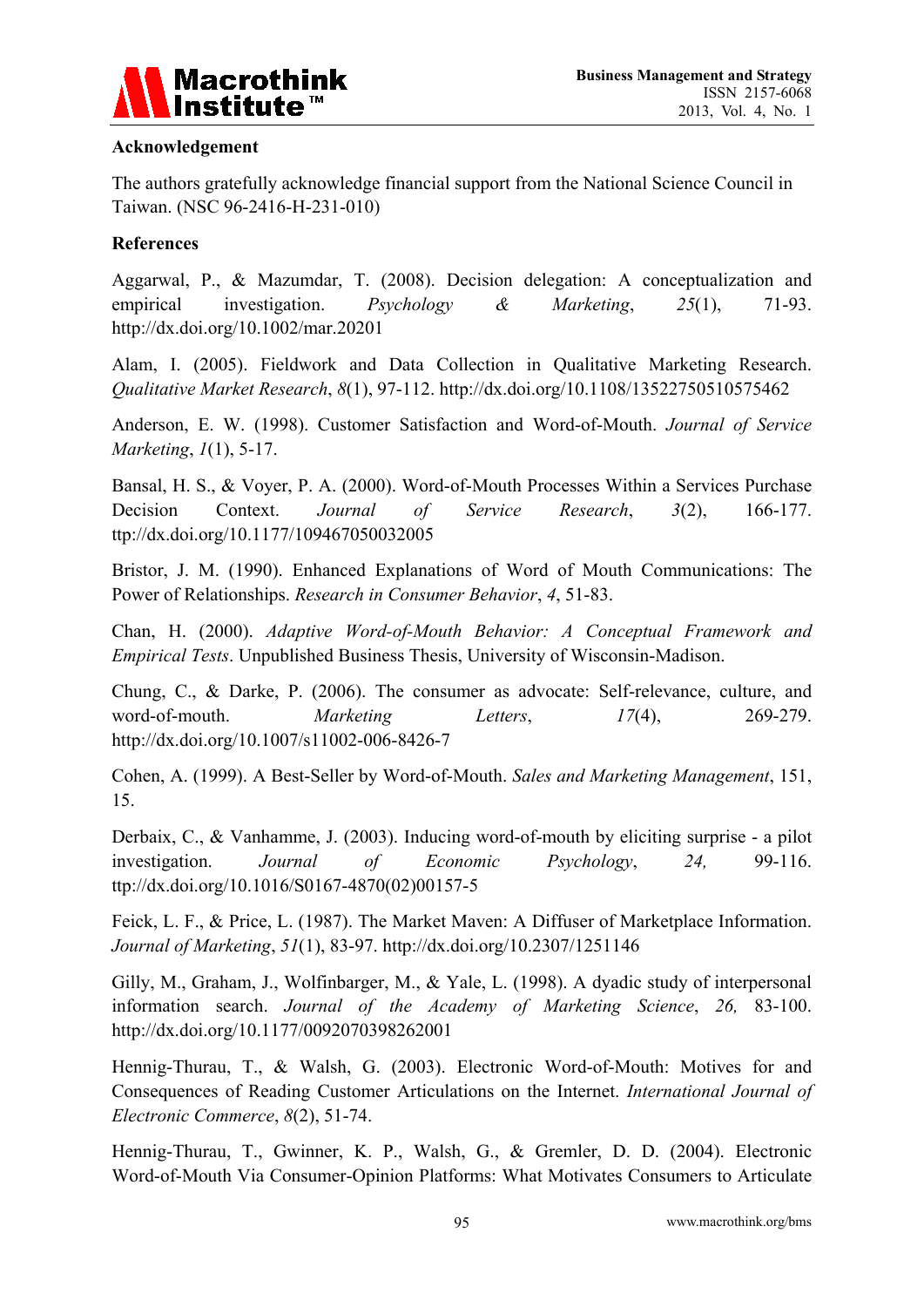**Acknowledgement**

The authors gratefully acknowledge financial support from the National Science Council in Taiwan. (NSC 96-2416-H-231-010)

**References**

Aggarwal, P., & Mazumdar, T. (2008). Decision delegation: A conceptualization and empirical investigation. *Psychology & Marketing*, *25*(1), 71-93. http://dx.doi.org/10.1002/mar.20201

Alam, I. (2005). Fieldwork and Data Collection in Qualitative Marketing Research. *Qualitative Market Research*, *8*(1), 97-112. http://dx.doi.org/10.1108/13522750510575462

Anderson, E. W. (1998). Customer Satisfaction and Word-of-Mouth. *Journal of Service Marketing*, *1*(1), 5-17.

Bansal, H. S., & Voyer, P. A. (2000). Word-of-Mouth Processes Within a Services Purchase Decision Context. *Journal of Service Research*, *3*(2), 166-177. ttp://dx.doi.org/10.1177/109467050032005

Bristor, J. M. (1990). Enhanced Explanations of Word of Mouth Communications: The Power of Relationships. *Research in Consumer Behavior*, *4*, 51-83.

Chan, H. (2000). *Adaptive Word-of-Mouth Behavior: A Conceptual Framework and Empirical Tests*. Unpublished Business Thesis, University of Wisconsin-Madison.

Chung, C., & Darke, P. (2006). The consumer as advocate: Self-relevance, culture, and word-of-mouth. *Marketing Letters*, *17*(4), 269-279. http://dx.doi.org/10.1007/s11002-006-8426-7

Cohen, A. (1999). A Best-Seller by Word-of-Mouth. *Sales and Marketing Management*, 151, 15.

Derbaix, C., & Vanhamme, J. (2003). Inducing word-of-mouth by eliciting surprise - a pilot investigation. *Journal of Economic Psychology*, *24,* 99-116. ttp://dx.doi.org/10.1016/S0167-4870(02)00157-5

Feick, L. F., & Price, L. (1987). The Market Maven: A Diffuser of Marketplace Information. *Journal of Marketing*, *51*(1), 83-97. http://dx.doi.org/10.2307/1251146

Gilly, M., Graham, J., Wolfinbarger, M., & Yale, L. (1998). A dyadic study of interpersonal information search. *Journal of the Academy of Marketing Science*, *26,* 83-100. http://dx.doi.org/10.1177/0092070398262001

Hennig-Thurau, T., & Walsh, G. (2003). Electronic Word-of-Mouth: Motives for and Consequences of Reading Customer Articulations on the Internet. *International Journal of Electronic Commerce*, *8*(2), 51-74.

Hennig-Thurau, T., Gwinner, K. P., Walsh, G., & Gremler, D. D. (2004). Electronic Word-of-Mouth Via Consumer-Opinion Platforms: What Motivates Consumers to Articulate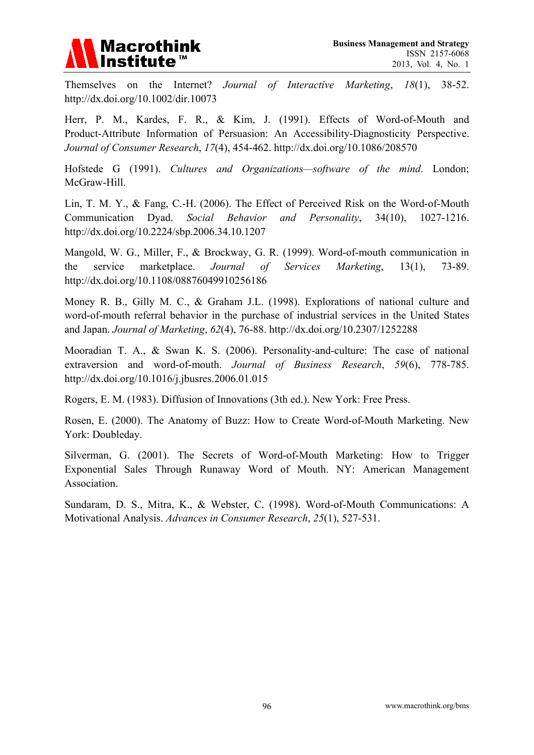Themselves on the Internet? *Journal of Interactive Marketing*, *18*(1), 38-52. http://dx.doi.org/10.1002/dir.10073

Herr, P. M., Kardes, F. R., & Kim, J. (1991). Effects of Word-of-Mouth and Product-Attribute Information of Persuasion: An Accessibility-Diagnosticity Perspective. *Journal of Consumer Research*, *17*(4), 454-462. http://dx.doi.org/10.1086/208570

Hofstede G (1991). *Cultures and Organizations—software of the mind*. London; McGraw-Hill.

Lin, T. M. Y., & Fang, C.-H. (2006). The Effect of Perceived Risk on the Word-of-Mouth Communication Dyad. *Social Behavior and Personality*, 34(10), 1027-1216. http://dx.doi.org/10.2224/sbp.2006.34.10.1207

Mangold, W. G., Miller, F., & Brockway, G. R. (1999). Word-of-mouth communication in the service marketplace. *Journal of Services Marketing*, 13(1), 73-89. http://dx.doi.org/10.1108/08876049910256186

Money R. B., Gilly M. C., & Graham J.L. (1998). Explorations of national culture and word-of-mouth referral behavior in the purchase of industrial services in the United States and Japan. *Journal of Marketing*, *62*(4), 76-88. http://dx.doi.org/10.2307/1252288

Mooradian T. A., & Swan K. S. (2006). Personality-and-culture: The case of national extraversion and word-of-mouth. *Journal of Business Research*, *59*(6), 778-785. http://dx.doi.org/10.1016/j.jbusres.2006.01.015

Rogers, E. M. (1983). Diffusion of Innovations (3th ed.). New York: Free Press.

Rosen, E. (2000). The Anatomy of Buzz: How to Create Word-of-Mouth Marketing. New York: Doubleday.

Silverman, G. (2001). The Secrets of Word-of-Mouth Marketing: How to Trigger Exponential Sales Through Runaway Word of Mouth. NY: American Management Association.

Sundaram, D. S., Mitra, K., & Webster, C. (1998). Word-of-Mouth Communications: A Motivational Analysis. *Advances in Consumer Research*, *25*(1), 527-531.